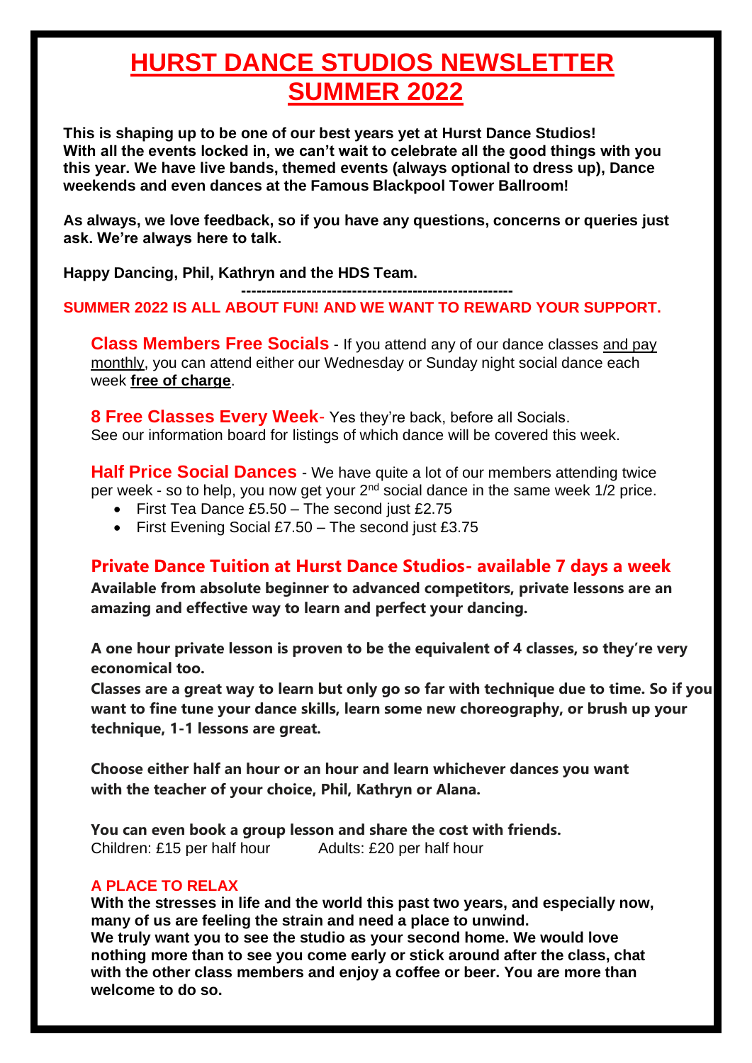# HURST DANCE STUDIOS NEWSLETTER SUMMER 2022

**This is shaping up to be one of our best years yet at Hurst Dance Studios! With all the events locked in, we can't wait to celebrate all the good things with you this year. We have live bands, themed events (always optional to dress up), Dance weekends and even dances at the Famous Blackpool Tower Ballroom!**

**As always, we love feedback, so if you have any questions, concerns or queries just ask. We're always here to talk.**

**Happy Dancing, Phil, Kathryn and the HDS Team.**

-----------------------------------------------------

**SUMMER 2022 IS ALL ABOUT FUN! AND WE WANT TO REWARD YOUR SUPPORT.**

**Class Members Free Socials** - If you attend any of our dance classes and pay monthly, you can attend either our Wednesday or Sunday night social dance each week **free of charge**.

**8 Free Classes Every Week**- Yes they're back, before all Socials. See our information board for listings of which dance will be covered this week.

**Half Price Social Dances** - We have quite a lot of our members attending twice per week - so to help, you now get your 2nd social dance in the same week 1/2 price.

- First Tea Dance £5.50 – The second just £2.75
- First Evening Social £7.50 – The second just £3.75

## Private Dance Tuition at Hurst Dance Studios- available 7 days a week

**Available from absolute beginner to advanced competitors, private lessons are an amazing and effective way to learn and perfect your dancing.**

**A one hour private lesson is proven to be the equivalent of 4 classes, so they're very economical too.**
**Classes are a great way to learn but only go so far with technique due to time. So if you want to fine tune your dance skills, learn some new choreography, or brush up your technique, 1-1 lessons are great.**

**Choose either half an hour or an hour and learn whichever dances you want with the teacher of your choice, Phil, Kathryn or Alana.**

**You can even book a group lesson and share the cost with friends.**
Children: £15 per half hour Adults: £20 per half hour

**A PLACE TO RELAX**

**With the stresses in life and the world this past two years, and especially now, many of us are feeling the strain and need a place to unwind.**
**We truly want you to see the studio as your second home. We would love nothing more than to see you come early or stick around after the class, chat with the other class members and enjoy a coffee or beer. You are more than welcome to do so.**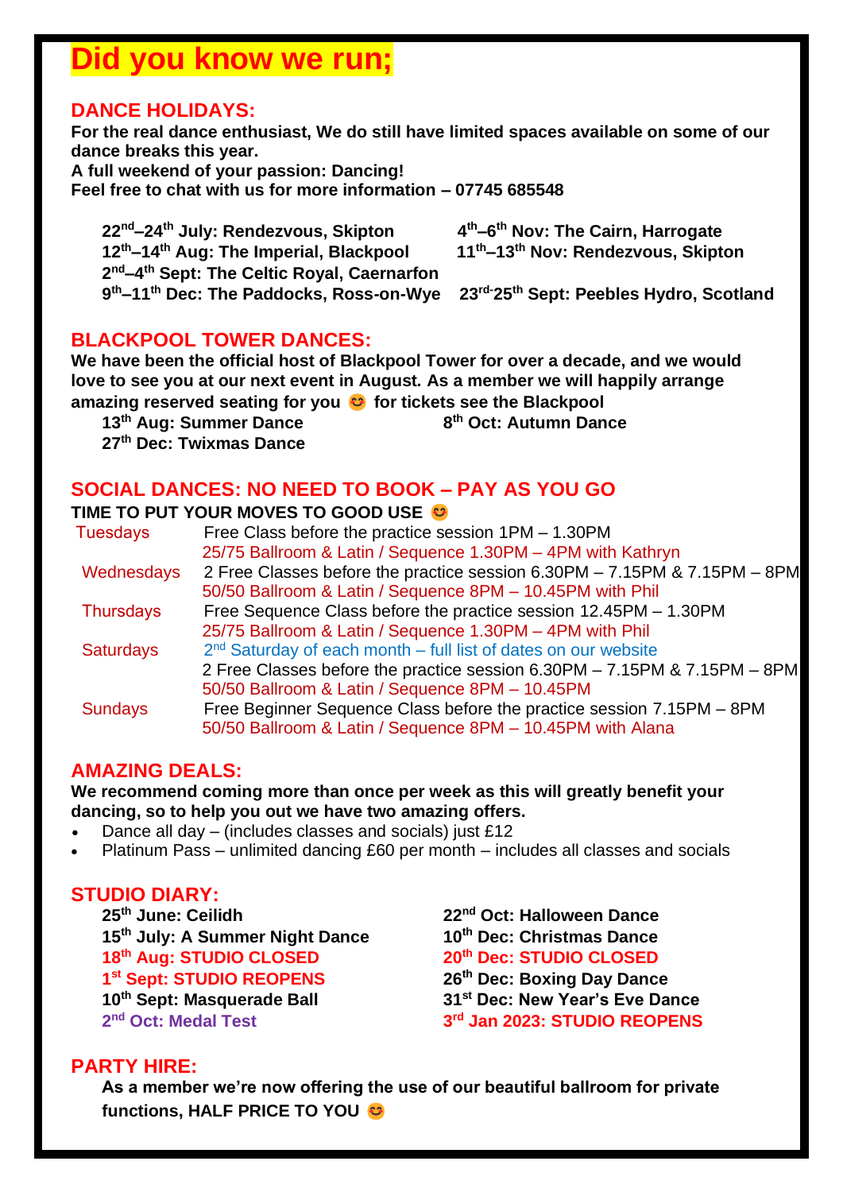# Did you know we run;

## DANCE HOLIDAYS:

**For the real dance enthusiast, We do still have limited spaces available on some of our dance breaks this year.**
**A full weekend of your passion: Dancing!**
**Feel free to chat with us for more information – 07745 685548**

**22nd–24th July: Rendezvous, Skipton**
**12th–14th Aug: The Imperial, Blackpool**
**2nd–4th Sept: The Celtic Royal, Caernarfon**
**9th–11th Dec: The Paddocks, Ross-on-Wye**
**4th–6th Nov: The Cairn, Harrogate**
**11th–13th Nov: Rendezvous, Skipton**
**23rd-25th Sept: Peebles Hydro, Scotland**

## BLACKPOOL TOWER DANCES:

**We have been the official host of Blackpool Tower for over a decade, and we would love to see you at our next event in August. As a member we will happily arrange amazing reserved seating for you 😊 for tickets see the Blackpool**

**13th Aug: Summer Dance**
**27th Dec: Twixmas Dance**
**8th Oct: Autumn Dance**

## SOCIAL DANCES: NO NEED TO BOOK – PAY AS YOU GO

**TIME TO PUT YOUR MOVES TO GOOD USE 😊**

| | |
|---|---|
| Tuesdays | Free Class before the practice session 1PM – 1.30PM<br>25/75 Ballroom & Latin / Sequence 1.30PM – 4PM with Kathryn |
| Wednesdays | 2 Free Classes before the practice session 6.30PM – 7.15PM & 7.15PM – 8PM<br>50/50 Ballroom & Latin / Sequence 8PM – 10.45PM with Phil |
| Thursdays | Free Sequence Class before the practice session 12.45PM – 1.30PM<br>25/75 Ballroom & Latin / Sequence 1.30PM – 4PM with Phil |
| Saturdays | 2nd Saturday of each month – full list of dates on our website<br>2 Free Classes before the practice session 6.30PM – 7.15PM & 7.15PM – 8PM<br>50/50 Ballroom & Latin / Sequence 8PM – 10.45PM |
| Sundays | Free Beginner Sequence Class before the practice session 7.15PM – 8PM<br>50/50 Ballroom & Latin / Sequence 8PM – 10.45PM with Alana |

## AMAZING DEALS:

**We recommend coming more than once per week as this will greatly benefit your dancing, so to help you out we have two amazing offers.**

- Dance all day – (includes classes and socials) just £12
- Platinum Pass – unlimited dancing £60 per month – includes all classes and socials

## STUDIO DIARY:

**25th June: Ceilidh**
**15th July: A Summer Night Dance**
**18th Aug: STUDIO CLOSED**
**1st Sept: STUDIO REOPENS**
**10th Sept: Masquerade Ball**
**2nd Oct: Medal Test**
**22nd Oct: Halloween Dance**
**10th Dec: Christmas Dance**
**20th Dec: STUDIO CLOSED**
**26th Dec: Boxing Day Dance**
**31st Dec: New Year's Eve Dance**
**3rd Jan 2023: STUDIO REOPENS**

## PARTY HIRE:

**As a member we're now offering the use of our beautiful ballroom for private functions, HALF PRICE TO YOU 😊**